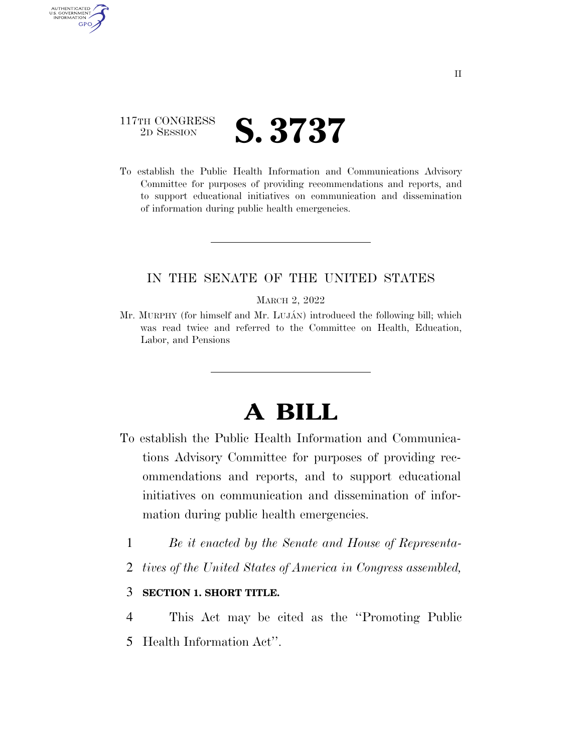117TH CONGRESS
2D SESSION

# S. 3737

To establish the Public Health Information and Communications Advisory Committee for purposes of providing recommendations and reports, and to support educational initiatives on communication and dissemination of information during public health emergencies.

---

IN THE SENATE OF THE UNITED STATES

MARCH 2, 2022

Mr. MURPHY (for himself and Mr. LUJÁN) introduced the following bill; which was read twice and referred to the Committee on Health, Education, Labor, and Pensions

---

# A BILL

To establish the Public Health Information and Communications Advisory Committee for purposes of providing recommendations and reports, and to support educational initiatives on communication and dissemination of information during public health emergencies.

1 *Be it enacted by the Senate and House of Representa-*
2 *tives of the United States of America in Congress assembled,*

3 **SECTION 1. SHORT TITLE.**

4 This Act may be cited as the ''Promoting Public
5 Health Information Act''.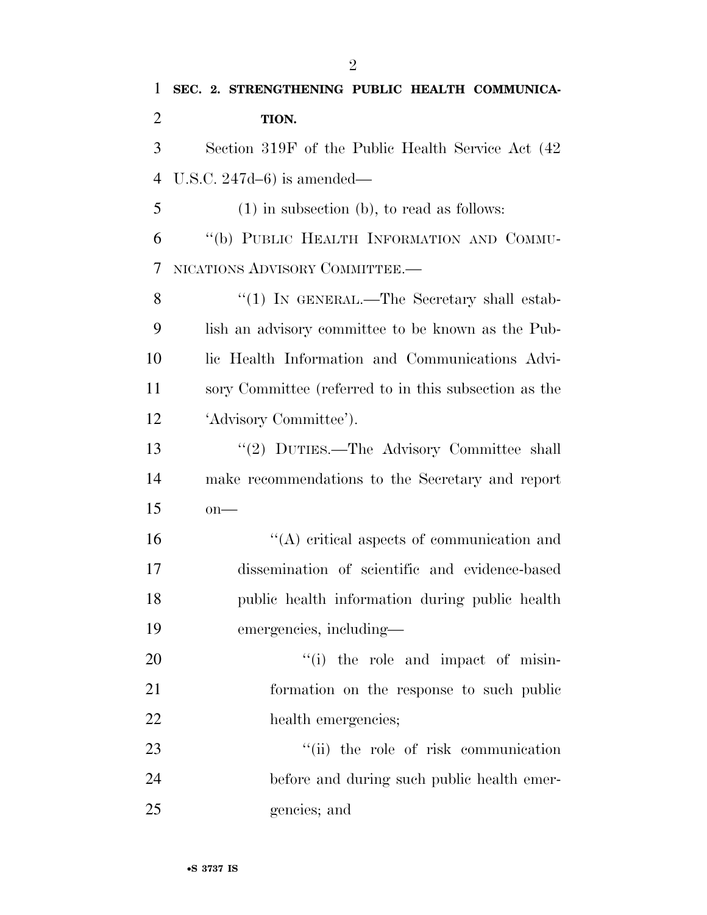**SEC. 2. STRENGTHENING PUBLIC HEALTH COMMUNICATION.**

Section 319F of the Public Health Service Act (42 U.S.C. 247d–6) is amended—

(1) in subsection (b), to read as follows:

"(b) PUBLIC HEALTH INFORMATION AND COMMUNICATIONS ADVISORY COMMITTEE.—

"(1) IN GENERAL.—The Secretary shall establish an advisory committee to be known as the Public Health Information and Communications Advisory Committee (referred to in this subsection as the 'Advisory Committee').

"(2) DUTIES.—The Advisory Committee shall make recommendations to the Secretary and report on—

"(A) critical aspects of communication and dissemination of scientific and evidence-based public health information during public health emergencies, including—

"(i) the role and impact of misinformation on the response to such public health emergencies;

"(ii) the role of risk communication before and during such public health emergencies; and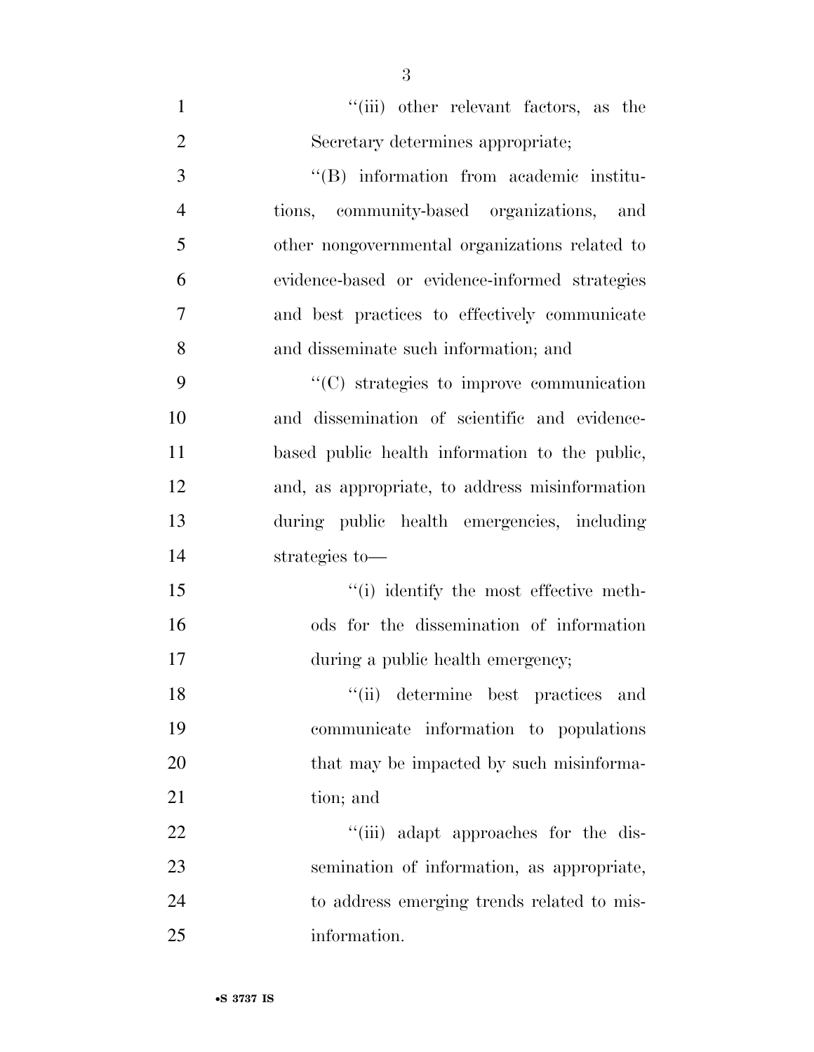"(iii) other relevant factors, as the Secretary determines appropriate;

"(B) information from academic institutions, community-based organizations, and other nongovernmental organizations related to evidence-based or evidence-informed strategies and best practices to effectively communicate and disseminate such information; and

"(C) strategies to improve communication and dissemination of scientific and evidence-based public health information to the public, and, as appropriate, to address misinformation during public health emergencies, including strategies to—

"(i) identify the most effective methods for the dissemination of information during a public health emergency;

"(ii) determine best practices and communicate information to populations that may be impacted by such misinformation; and

"(iii) adapt approaches for the dissemination of information, as appropriate, to address emerging trends related to misinformation.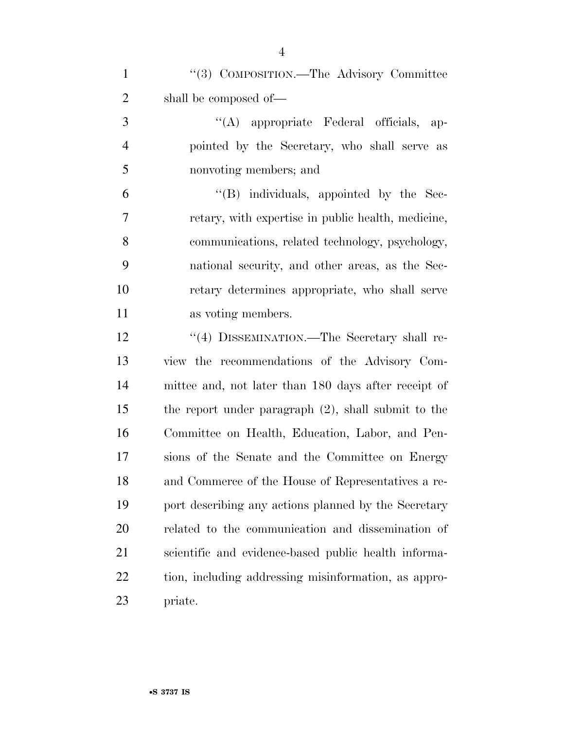''(3) COMPOSITION.—The Advisory Committee shall be composed of—

''(A) appropriate Federal officials, appointed by the Secretary, who shall serve as nonvoting members; and

''(B) individuals, appointed by the Secretary, with expertise in public health, medicine, communications, related technology, psychology, national security, and other areas, as the Secretary determines appropriate, who shall serve as voting members.

''(4) DISSEMINATION.—The Secretary shall review the recommendations of the Advisory Committee and, not later than 180 days after receipt of the report under paragraph (2), shall submit to the Committee on Health, Education, Labor, and Pensions of the Senate and the Committee on Energy and Commerce of the House of Representatives a report describing any actions planned by the Secretary related to the communication and dissemination of scientific and evidence-based public health information, including addressing misinformation, as appropriate.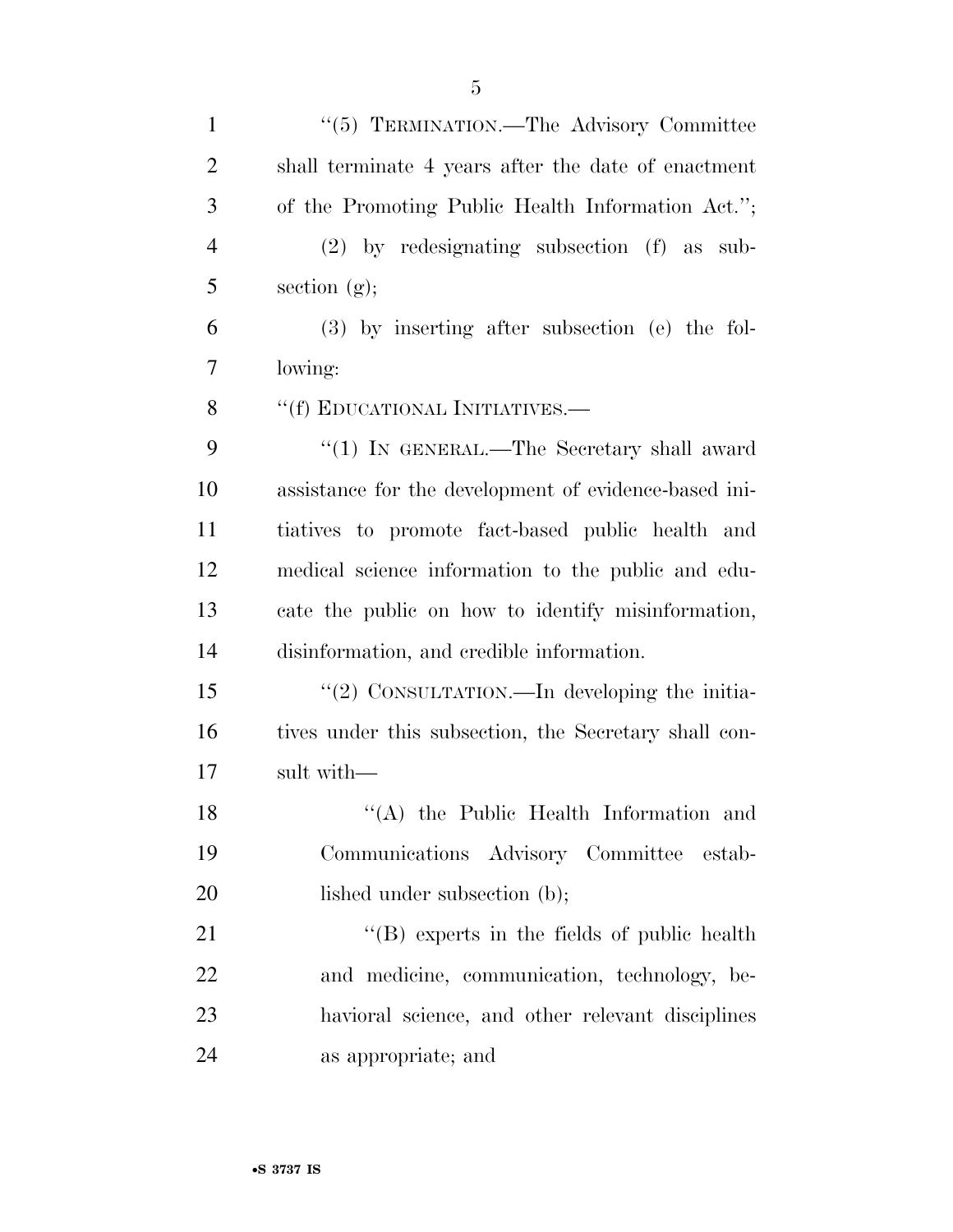"(5) TERMINATION.—The Advisory Committee shall terminate 4 years after the date of enactment of the Promoting Public Health Information Act.";

(2) by redesignating subsection (f) as subsection (g);

(3) by inserting after subsection (e) the following:

"(f) EDUCATIONAL INITIATIVES.—

"(1) IN GENERAL.—The Secretary shall award assistance for the development of evidence-based initiatives to promote fact-based public health and medical science information to the public and educate the public on how to identify misinformation, disinformation, and credible information.

"(2) CONSULTATION.—In developing the initiatives under this subsection, the Secretary shall consult with—

"(A) the Public Health Information and Communications Advisory Committee established under subsection (b);

"(B) experts in the fields of public health and medicine, communication, technology, behavioral science, and other relevant disciplines as appropriate; and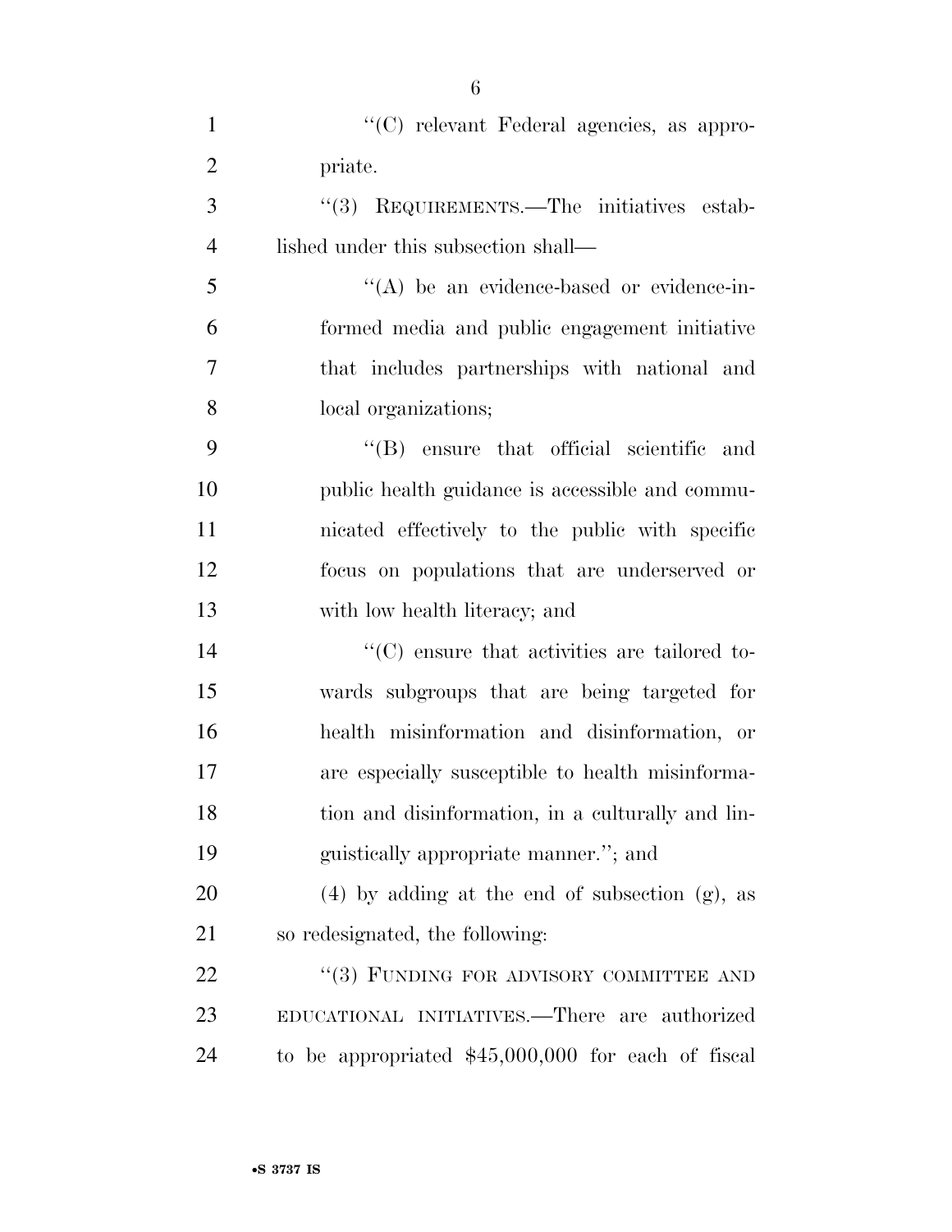"(C) relevant Federal agencies, as appropriate.

"(3) REQUIREMENTS.—The initiatives established under this subsection shall—

"(A) be an evidence-based or evidence-informed media and public engagement initiative that includes partnerships with national and local organizations;

"(B) ensure that official scientific and public health guidance is accessible and communicated effectively to the public with specific focus on populations that are underserved or with low health literacy; and

"(C) ensure that activities are tailored towards subgroups that are being targeted for health misinformation and disinformation, or are especially susceptible to health misinformation and disinformation, in a culturally and linguistically appropriate manner."; and

(4) by adding at the end of subsection (g), as so redesignated, the following:

"(3) FUNDING FOR ADVISORY COMMITTEE AND EDUCATIONAL INITIATIVES.—There are authorized to be appropriated $45,000,000 for each of fiscal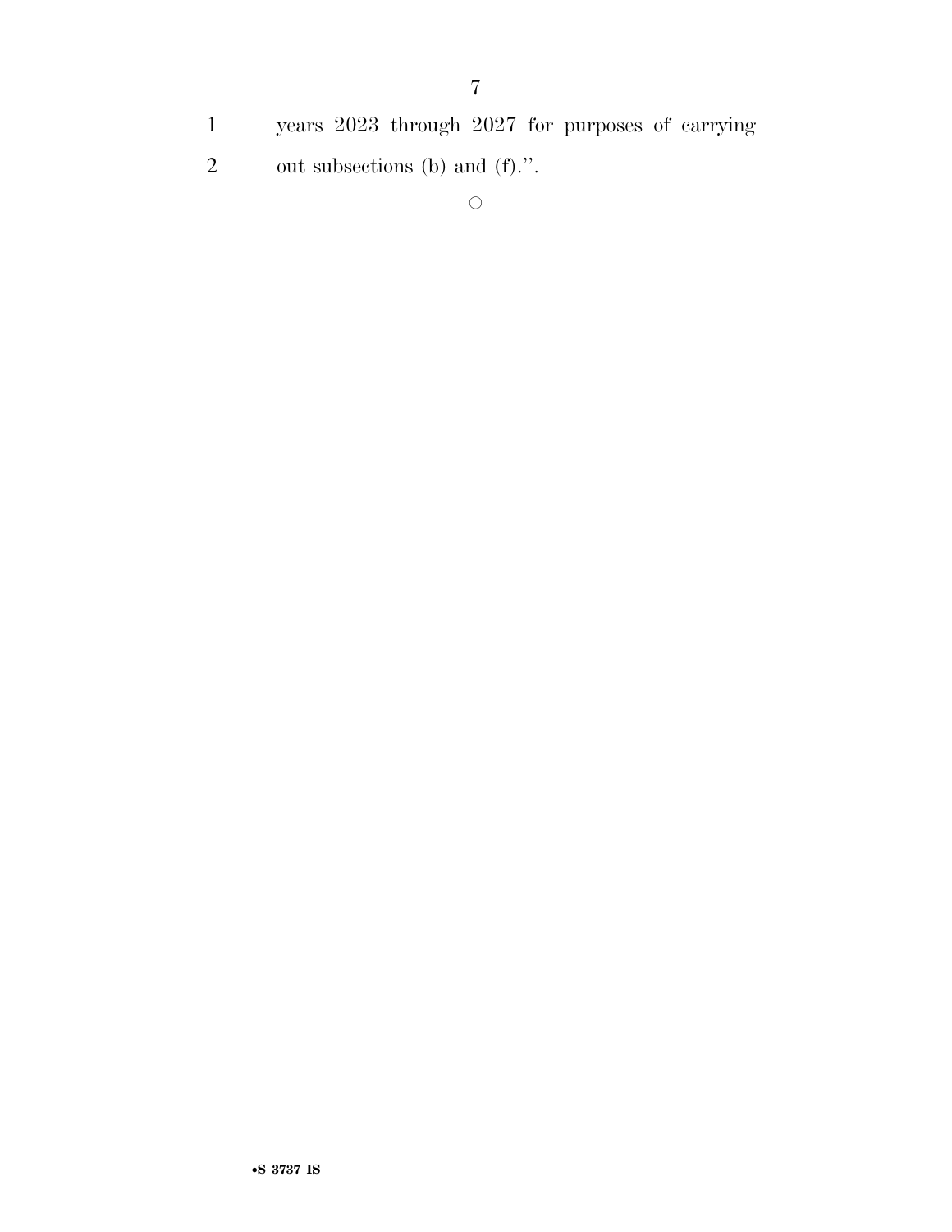years 2023 through 2027 for purposes of carrying out subsections (b) and (f).''.

○